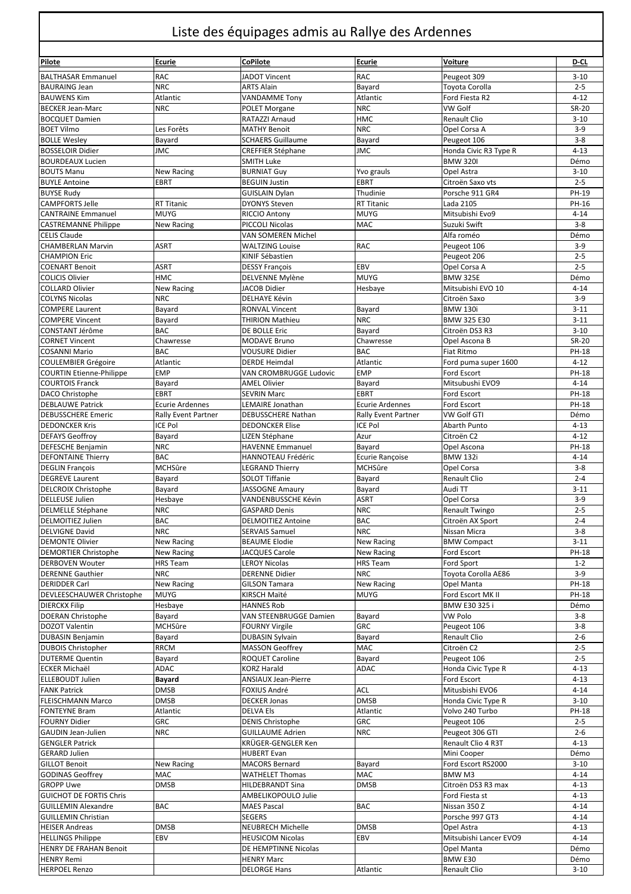# Liste des équipages admis au Rallye des Ardennes

| Pilote | Ecurie | CoPilote | Ecurie | Voiture | D-CL |
|---|---|---|---|---|---|
| BALTHASAR Emmanuel | RAC | JADOT Vincent | RAC | Peugeot 309 | 3-10 |
| BAURAING Jean | NRC | ARTS Alain | Bayard | Toyota Corolla | 2-5 |
| BAUWENS Kim | Atlantic | VANDAMME Tony | Atlantic | Ford Fiesta R2 | 4-12 |
| BECKER Jean-Marc | NRC | POLET Morgane | NRC | VW Golf | SR-20 |
| BOCQUET Damien | | RATAZZI Arnaud | HMC | Renault Clio | 3-10 |
| BOET Vilmo | Les Forêts | MATHY Benoit | NRC | Opel Corsa A | 3-9 |
| BOLLE Wesley | Bayard | SCHAERS Guillaume | Bayard | Peugeot 106 | 3-8 |
| BOSSELOIR Didier | JMC | CREFFIER Stéphane | JMC | Honda Civic R3 Type R | 4-13 |
| BOURDEAUX Lucien | | SMITH Luke | | BMW 320I | Démo |
| BOUTS Manu | New Racing | BURNIAT Guy | Yvo grauls | Opel Astra | 3-10 |
| BUYLE Antoine | EBRT | BEGUIN Justin | EBRT | Citroën Saxo vts | 2-5 |
| BUYSE Rudy | | GUISLAIN Dylan | Thudinie | Porsche 911 GR4 | PH-19 |
| CAMPFORTS Jelle | RT Titanic | DYONYS Steven | RT Titanic | Lada 2105 | PH-16 |
| CANTRAINE Emmanuel | MUYG | RICCIO Antony | MUYG | Mitsubishi Evo9 | 4-14 |
| CASTREMANNE Philippe | New Racing | PICCOLI Nicolas | MAC | Suzuki Swift | 3-8 |
| CELIS Claude | | VAN SOMEREN Michel | | Alfa roméo | Démo |
| CHAMBERLAN Marvin | ASRT | WALTZING Louise | RAC | Peugeot 106 | 3-9 |
| CHAMPION Eric | | KINIF Sébastien | | Peugeot 206 | 2-5 |
| COENART Benoit | ASRT | DESSY François | EBV | Opel Corsa A | 2-5 |
| COLICIS Olivier | HMC | DELVENNE Mylène | MUYG | BMW 325E | Démo |
| COLLARD Olivier | New Racing | JACOB Didier | Hesbaye | Mitsubishi EVO 10 | 4-14 |
| COLYNS Nicolas | NRC | DELHAYE Kévin | | Citroën Saxo | 3-9 |
| COMPERE Laurent | Bayard | RONVAL Vincent | Bayard | BMW 130i | 3-11 |
| COMPERE Vincent | Bayard | THIRION Mathieu | NRC | BMW 325 E30 | 3-11 |
| CONSTANT Jérôme | BAC | DE BOLLE Eric | Bayard | Citroën DS3 R3 | 3-10 |
| CORNET Vincent | Chawresse | MODAVE Bruno | Chawresse | Opel Ascona B | SR-20 |
| COSANNI Mario | BAC | VOUSURE Didier | BAC | Fiat Ritmo | PH-18 |
| COULEMBIER Grégoire | Atlantic | DERDE Heimdal | Atlantic | Ford puma super 1600 | 4-12 |
| COURTIN Etienne-Philippe | EMP | VAN CROMBRUGGE Ludovic | EMP | Ford Escort | PH-18 |
| COURTOIS Franck | Bayard | AMEL Olivier | Bayard | Mitsubushi EVO9 | 4-14 |
| DACO Christophe | EBRT | SEVRIN Marc | EBRT | Ford Escort | PH-18 |
| DEBLAUWE Patrick | Ecurie Ardennes | LEMAIRE Jonathan | Ecurie Ardennes | Ford Escort | PH-18 |
| DEBUSSCHERE Emeric | Rally Event Partner | DEBUSSCHERE Nathan | Rally Event Partner | VW Golf GTI | Démo |
| DEDONCKER Kris | ICE Pol | DEDONCKER Elise | ICE Pol | Abarth Punto | 4-13 |
| DEFAYS Geoffroy | Bayard | LIZEN Stéphane | Azur | Citroën C2 | 4-12 |
| DEFESCHE Benjamin | NRC | HAVENNE Emmanuel | Bayard | Opel Ascona | PH-18 |
| DEFONTAINE Thierry | BAC | HANNOTEAU Frédéric | Ecurie Rançoise | BMW 132i | 4-14 |
| DEGLIN François | MCHSûre | LEGRAND Thierry | MCHSûre | Opel Corsa | 3-8 |
| DEGREVE Laurent | Bayard | SOLOT Tiffanie | Bayard | Renault Clio | 2-4 |
| DELCROIX Christophe | Bayard | JASSOGNE Amaury | Bayard | Audi TT | 3-11 |
| DELLEUSE Julien | Hesbaye | VANDENBUSSCHE Kévin | ASRT | Opel Corsa | 3-9 |
| DELMELLE Stéphane | NRC | GASPARD Denis | NRC | Renault Twingo | 2-5 |
| DELMOITIEZ Julien | BAC | DELMOITIEZ Antoine | BAC | Citroën AX Sport | 2-4 |
| DELVIGNE David | NRC | SERVAIS Samuel | NRC | Nissan Micra | 3-8 |
| DEMONTE Olivier | New Racing | BEAUME Elodie | New Racing | BMW Compact | 3-11 |
| DEMORTIER Christophe | New Racing | JACQUES Carole | New Racing | Ford Escort | PH-18 |
| DERBOVEN Wouter | HRS Team | LEROY Nicolas | HRS Team | Ford Sport | 1-2 |
| DERENNE Gauthier | NRC | DERENNE Didier | NRC | Toyota Corolla AE86 | 3-9 |
| DERIDDER Carl | New Racing | GILSON Tamara | New Racing | Opel Manta | PH-18 |
| DEVLEESCHAUWER Christophe | MUYG | KIRSCH Maïté | MUYG | Ford Escort MK II | PH-18 |
| DIERCKX Filip | Hesbaye | HANNES Rob | | BMW E30 325 i | Démo |
| DOERAN Christophe | Bayard | VAN STEENBRUGGE Damien | Bayard | VW Polo | 3-8 |
| DOZOT Valentin | MCHSûre | FOURNY Virgile | GRC | Peugeot 106 | 3-8 |
| DUBASIN Benjamin | Bayard | DUBASIN Sylvain | Bayard | Renault Clio | 2-6 |
| DUBOIS Christopher | RRCM | MASSON Geoffrey | MAC | Citroën C2 | 2-5 |
| DUTERME Quentin | Bayard | ROQUET Caroline | Bayard | Peugeot 106 | 2-5 |
| ECKER Michaël | ADAC | KORZ Harald | ADAC | Honda Civic Type R | 4-13 |
| ELLEBOUDT Julien | **Bayard** | ANSIAUX Jean-Pierre | | Ford Escort | 4-13 |
| FANK Patrick | DMSB | FOXIUS André | ACL | Mitsubishi EVO6 | 4-14 |
| FLEISCHMANN Marco | DMSB | DECKER Jonas | DMSB | Honda Civic Type R | 3-10 |
| FONTEYNE Bram | Atlantic | DELVA Els | Atlantic | Volvo 240 Turbo | PH-18 |
| FOURNY Didier | GRC | DENIS Christophe | GRC | Peugeot 106 | 2-5 |
| GAUDIN Jean-Julien | NRC | GUILLAUME Adrien | NRC | Peugeot 306 GTI | 2-6 |
| GENGLER Patrick | | KRÜGER-GENGLER Ken | | Renault Clio 4 R3T | 4-13 |
| GERARD Julien | | HUBERT Evan | | Mini Cooper | Démo |
| GILLOT Benoit | New Racing | MACORS Bernard | Bayard | Ford Escort RS2000 | 3-10 |
| GODINAS Geoffrey | MAC | WATHELET Thomas | MAC | BMW M3 | 4-14 |
| GROPP Uwe | DMSB | HILDEBRANDT Sina | DMSB | Citroën DS3 R3 max | 4-13 |
| GUICHOT DE FORTIS Chris | | AMBELIKOPOULO Julie | | Ford Fiesta st | 4-13 |
| GUILLEMIN Alexandre | BAC | MAES Pascal | BAC | Nissan 350 Z | 4-14 |
| GUILLEMIN Christian | | SEGERS | | Porsche 997 GT3 | 4-14 |
| HEISER Andreas | DMSB | NEUBRECH Michelle | DMSB | Opel Astra | 4-13 |
| HELLINGS Philippe | EBV | HEUSICOM Nicolas | EBV | Mitsubishi Lancer EVO9 | 4-14 |
| HENRY DE FRAHAN Benoit | | DE HEMPTINNE Nicolas | | Opel Manta | Démo |
| HENRY Remi | | HENRY Marc | | BMW E30 | Démo |
| HERPOEL Renzo | | DELORGE Hans | Atlantic | Renault Clio | 3-10 |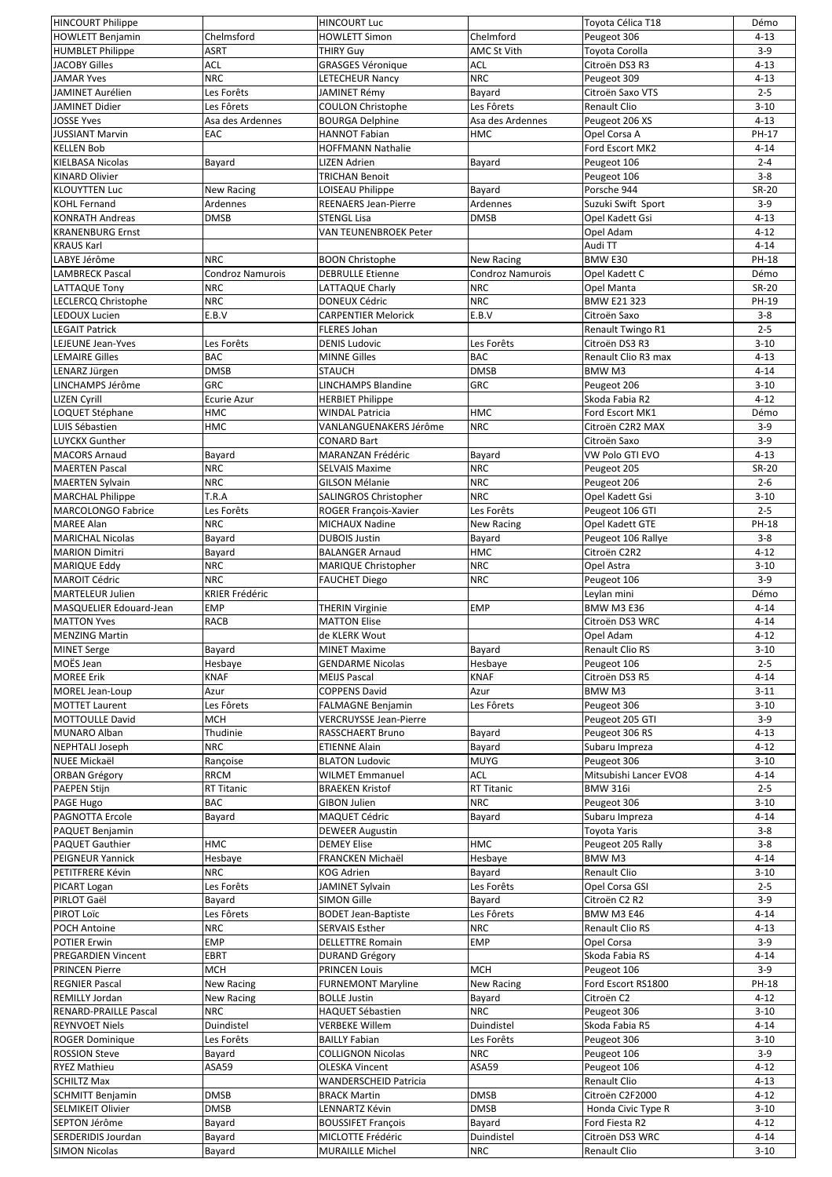| HINCOURT Philippe | | HINCOURT Luc | | Toyota Célica T18 | Démo |
|---|---|---|---|---|---|
| HOWLETT Benjamin | Chelmsford | HOWLETT Simon | Chelmford | Peugeot 306 | 4-13 |
| HUMBLET Philippe | ASRT | THIRY Guy | AMC St Vith | Toyota Corolla | 3-9 |
| JACOBY Gilles | ACL | GRASGES Véronique | ACL | Citroën DS3 R3 | 4-13 |
| JAMAR Yves | NRC | LETECHEUR Nancy | NRC | Peugeot 309 | 4-13 |
| JAMINET Aurélien | Les Forêts | JAMINET Rémy | Bayard | Citroën Saxo VTS | 2-5 |
| JAMINET Didier | Les Fôrets | COULON Christophe | Les Fôrets | Renault Clio | 3-10 |
| JOSSE Yves | Asa des Ardennes | BOURGA Delphine | Asa des Ardennes | Peugeot 206 XS | 4-13 |
| JUSSIANT Marvin | EAC | HANNOT Fabian | HMC | Opel Corsa A | PH-17 |
| KELLEN Bob | | HOFFMANN Nathalie | | Ford Escort MK2 | 4-14 |
| KIELBASA Nicolas | Bayard | LIZEN Adrien | Bayard | Peugeot 106 | 2-4 |
| KINARD Olivier | | TRICHAN Benoit | | Peugeot 106 | 3-8 |
| KLOUYTTEN Luc | New Racing | LOISEAU Philippe | Bayard | Porsche 944 | SR-20 |
| KOHL Fernand | Ardennes | REENAERS Jean-Pierre | Ardennes | Suzuki Swift Sport | 3-9 |
| KONRATH Andreas | DMSB | STENGL Lisa | DMSB | Opel Kadett Gsi | 4-13 |
| KRANENBURG Ernst | | VAN TEUNENBROEK Peter | | Opel Adam | 4-12 |
| KRAUS Karl | | | | Audi TT | 4-14 |
| LABYE Jérôme | NRC | BOON Christophe | New Racing | BMW E30 | PH-18 |
| LAMBRECK Pascal | Condroz Namurois | DEBRULLE Etienne | Condroz Namurois | Opel Kadett C | Démo |
| LATTAQUE Tony | NRC | LATTAQUE Charly | NRC | Opel Manta | SR-20 |
| LECLERCQ Christophe | NRC | DONEUX Cédric | NRC | BMW E21 323 | PH-19 |
| LEDOUX Lucien | E.B.V | CARPENTIER Melorick | E.B.V | Citroën Saxo | 3-8 |
| LEGAIT Patrick | | FLERES Johan | | Renault Twingo R1 | 2-5 |
| LEJEUNE Jean-Yves | Les Forêts | DENIS Ludovic | Les Forêts | Citroën DS3 R3 | 3-10 |
| LEMAIRE Gilles | BAC | MINNE Gilles | BAC | Renault Clio R3 max | 4-13 |
| LENARZ Jürgen | DMSB | STAUCH | DMSB | BMW M3 | 4-14 |
| LINCHAMPS Jérôme | GRC | LINCHAMPS Blandine | GRC | Peugeot 206 | 3-10 |
| LIZEN Cyrill | Ecurie Azur | HERBIET Philippe | | Skoda Fabia R2 | 4-12 |
| LOQUET Stéphane | HMC | WINDAL Patricia | HMC | Ford Escort MK1 | Démo |
| LUIS Sébastien | HMC | VANLANGUENAKERS Jérôme | NRC | Citroën C2R2 MAX | 3-9 |
| LUYCKX Gunther | | CONARD Bart | | Citroën Saxo | 3-9 |
| MACORS Arnaud | Bayard | MARANZAN Frédéric | Bayard | VW Polo GTI EVO | 4-13 |
| MAERTEN Pascal | NRC | SELVAIS Maxime | NRC | Peugeot 205 | SR-20 |
| MAERTEN Sylvain | NRC | GILSON Mélanie | NRC | Peugeot 206 | 2-6 |
| MARCHAL Philippe | T.R.A | SALINGROS Christopher | NRC | Opel Kadett Gsi | 3-10 |
| MARCOLONGO Fabrice | Les Forêts | ROGER François-Xavier | Les Forêts | Peugeot 106 GTI | 2-5 |
| MAREE Alan | NRC | MICHAUX Nadine | New Racing | Opel Kadett GTE | PH-18 |
| MARICHAL Nicolas | Bayard | DUBOIS Justin | Bayard | Peugeot 106 Rallye | 3-8 |
| MARION Dimitri | Bayard | BALANGER Arnaud | HMC | Citroën C2R2 | 4-12 |
| MARIQUE Eddy | NRC | MARIQUE Christopher | NRC | Opel Astra | 3-10 |
| MAROIT Cédric | NRC | FAUCHET Diego | NRC | Peugeot 106 | 3-9 |
| MARTELEUR Julien | KRIER Frédéric | | | Leylan mini | Démo |
| MASQUELIER Edouard-Jean | EMP | THERIN Virginie | EMP | BMW M3 E36 | 4-14 |
| MATTON Yves | RACB | MATTON Elise | | Citroën DS3 WRC | 4-14 |
| MENZING Martin | | de KLERK Wout | | Opel Adam | 4-12 |
| MINET Serge | Bayard | MINET Maxime | Bayard | Renault Clio RS | 3-10 |
| MOËS Jean | Hesbaye | GENDARME Nicolas | Hesbaye | Peugeot 106 | 2-5 |
| MOREE Erik | KNAF | MEIJS Pascal | KNAF | Citroën DS3 R5 | 4-14 |
| MOREL Jean-Loup | Azur | COPPENS David | Azur | BMW M3 | 3-11 |
| MOTTET Laurent | Les Fôrets | FALMAGNE Benjamin | Les Fôrets | Peugeot 306 | 3-10 |
| MOTTOULLE David | MCH | VERCRUYSSE Jean-Pierre | | Peugeot 205 GTI | 3-9 |
| MUNARO Alban | Thudinie | RASSCHAERT Bruno | Bayard | Peugeot 306 RS | 4-13 |
| NEPHTALI Joseph | NRC | ETIENNE Alain | Bayard | Subaru Impreza | 4-12 |
| NUEE Mickaël | Rançoise | BLATON Ludovic | MUYG | Peugeot 306 | 3-10 |
| ORBAN Grégory | RRCM | WILMET Emmanuel | ACL | Mitsubishi Lancer EVO8 | 4-14 |
| PAEPEN Stijn | RT Titanic | BRAEKEN Kristof | RT Titanic | BMW 316i | 2-5 |
| PAGE Hugo | BAC | GIBON Julien | NRC | Peugeot 306 | 3-10 |
| PAGNOTTA Ercole | Bayard | MAQUET Cédric | Bayard | Subaru Impreza | 4-14 |
| PAQUET Benjamin | | DEWEER Augustin | | Toyota Yaris | 3-8 |
| PAQUET Gauthier | HMC | DEMEY Elise | HMC | Peugeot 205 Rally | 3-8 |
| PEIGNEUR Yannick | Hesbaye | FRANCKEN Michaël | Hesbaye | BMW M3 | 4-14 |
| PETITFRERE Kévin | NRC | KOG Adrien | Bayard | Renault Clio | 3-10 |
| PICART Logan | Les Forêts | JAMINET Sylvain | Les Forêts | Opel Corsa GSI | 2-5 |
| PIRLOT Gaël | Bayard | SIMON Gille | Bayard | Citroën C2 R2 | 3-9 |
| PIROT Loïc | Les Fôrets | BODET Jean-Baptiste | Les Fôrets | BMW M3 E46 | 4-14 |
| POCH Antoine | NRC | SERVAIS Esther | NRC | Renault Clio RS | 4-13 |
| POTIER Erwin | EMP | DELLETTRE Romain | EMP | Opel Corsa | 3-9 |
| PREGARDIEN Vincent | EBRT | DURAND Grégory | | Skoda Fabia RS | 4-14 |
| PRINCEN Pierre | MCH | PRINCEN Louis | MCH | Peugeot 106 | 3-9 |
| REGNIER Pascal | New Racing | FURNEMONT Maryline | New Racing | Ford Escort RS1800 | PH-18 |
| REMILLY Jordan | New Racing | BOLLE Justin | Bayard | Citroën C2 | 4-12 |
| RENARD-PRAILLE Pascal | NRC | HAQUET Sébastien | NRC | Peugeot 306 | 3-10 |
| REYNVOET Niels | Duindistel | VERBEKE Willem | Duindistel | Skoda Fabia R5 | 4-14 |
| ROGER Dominique | Les Forêts | BAILLY Fabian | Les Forêts | Peugeot 306 | 3-10 |
| ROSSION Steve | Bayard | COLLIGNON Nicolas | NRC | Peugeot 106 | 3-9 |
| RYEZ Mathieu | ASA59 | OLESKA Vincent | ASA59 | Peugeot 106 | 4-12 |
| SCHILTZ Max | | WANDERSCHEID Patricia | | Renault Clio | 4-13 |
| SCHMITT Benjamin | DMSB | BRACK Martin | DMSB | Citroën C2F2000 | 4-12 |
| SELMIKEIT Olivier | DMSB | LENNARTZ Kévin | DMSB | Honda Civic Type R | 3-10 |
| SEPTON Jérôme | Bayard | BOUSSIFET François | Bayard | Ford Fiesta R2 | 4-12 |
| SERDERIDIS Jourdan | Bayard | MICLOTTE Frédéric | Duindistel | Citroën DS3 WRC | 4-14 |
| SIMON Nicolas | Bayard | MURAILLE Michel | NRC | Renault Clio | 3-10 |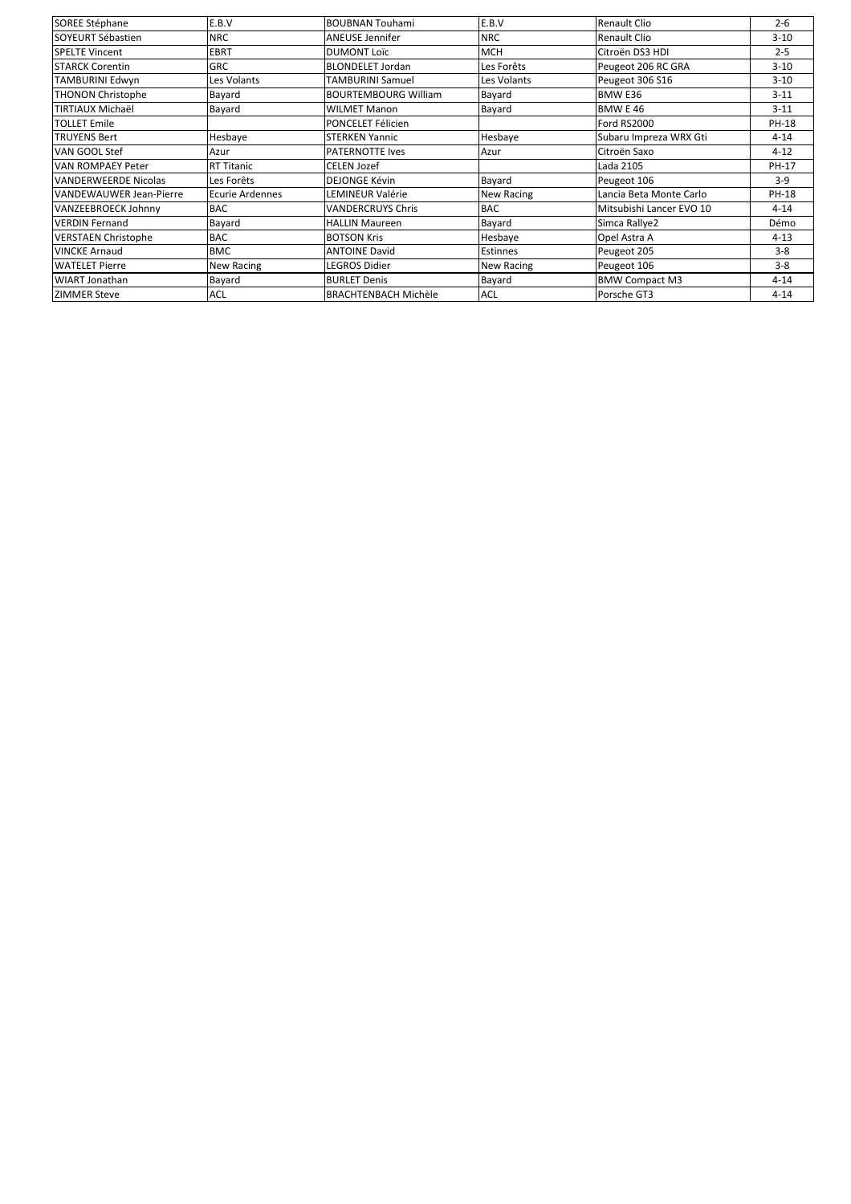| | | | | | |
|---|---|---|---|---|---|
| SOREE Stéphane | E.B.V | BOUBNAN Touhami | E.B.V | Renault Clio | 2-6 |
| SOYEURT Sébastien | NRC | ANEUSE Jennifer | NRC | Renault Clio | 3-10 |
| SPELTE Vincent | EBRT | DUMONT Loïc | MCH | Citroën DS3 HDI | 2-5 |
| STARCK Corentin | GRC | BLONDELET Jordan | Les Forêts | Peugeot 206 RC GRA | 3-10 |
| TAMBURINI Edwyn | Les Volants | TAMBURINI Samuel | Les Volants | Peugeot 306 S16 | 3-10 |
| THONON Christophe | Bayard | BOURTEMBOURG William | Bayard | BMW E36 | 3-11 |
| TIRTIAUX Michaël | Bayard | WILMET Manon | Bayard | BMW E 46 | 3-11 |
| TOLLET Emile | | PONCELET Félicien | | Ford RS2000 | PH-18 |
| TRUYENS Bert | Hesbaye | STERKEN Yannic | Hesbaye | Subaru Impreza WRX Gti | 4-14 |
| VAN GOOL Stef | Azur | PATERNOTTE Ives | Azur | Citroën Saxo | 4-12 |
| VAN ROMPAEY Peter | RT Titanic | CELEN Jozef | | Lada 2105 | PH-17 |
| VANDERWEERDE Nicolas | Les Forêts | DEJONGE Kévin | Bayard | Peugeot 106 | 3-9 |
| VANDEWAUWER Jean-Pierre | Ecurie Ardennes | LEMINEUR Valérie | New Racing | Lancia Beta Monte Carlo | PH-18 |
| VANZEEBROECK Johnny | BAC | VANDERCRUYS Chris | BAC | Mitsubishi Lancer EVO 10 | 4-14 |
| VERDIN Fernand | Bayard | HALLIN Maureen | Bayard | Simca Rallye2 | Démo |
| VERSTAEN Christophe | BAC | BOTSON Kris | Hesbaye | Opel Astra A | 4-13 |
| VINCKE Arnaud | BMC | ANTOINE David | Estinnes | Peugeot 205 | 3-8 |
| WATELET Pierre | New Racing | LEGROS Didier | New Racing | Peugeot 106 | 3-8 |
| WIART Jonathan | Bayard | BURLET Denis | Bayard | BMW Compact M3 | 4-14 |
| ZIMMER Steve | ACL | BRACHTENBACH Michèle | ACL | Porsche GT3 | 4-14 |